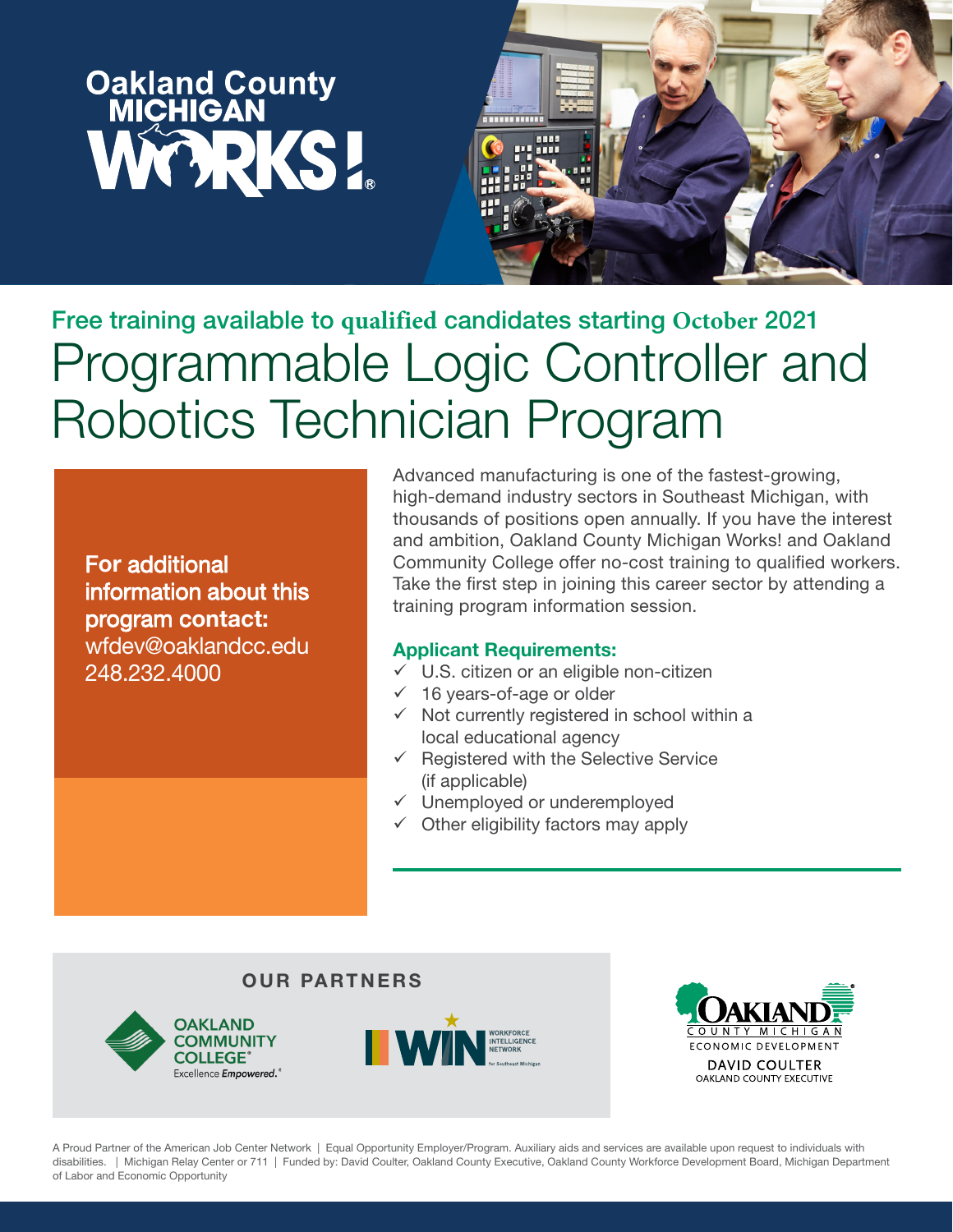Oakland County MICHIGAN WORKS!

Free training available to qualified candidates starting October 2021

# Programmable Logic Controller and Robotics Technician Program

**For additional information about this program contact:**
wfdev@oaklandcc.edu
248.232.4000

Advanced manufacturing is one of the fastest-growing, high-demand industry sectors in Southeast Michigan, with thousands of positions open annually. If you have the interest and ambition, Oakland County Michigan Works! and Oakland Community College offer no-cost training to qualified workers. Take the first step in joining this career sector by attending a training program information session.

### Applicant Requirements:

- ✓ U.S. citizen or an eligible non-citizen
- ✓ 16 years-of-age or older
- ✓ Not currently registered in school within a local educational agency
- ✓ Registered with the Selective Service (if applicable)
- ✓ Unemployed or underemployed
- ✓ Other eligibility factors may apply

**OUR PARTNERS**

OAKLAND COMMUNITY COLLEGE® Excellence *Empowered*.®

WIN WORKFORCE INTELLIGENCE NETWORK for Southeast Michigan

OAKLAND COUNTY MICHIGAN ECONOMIC DEVELOPMENT
DAVID COULTER
OAKLAND COUNTY EXECUTIVE

A Proud Partner of the American Job Center Network | Equal Opportunity Employer/Program. Auxiliary aids and services are available upon request to individuals with disabilities. | Michigan Relay Center or 711 | Funded by: David Coulter, Oakland County Executive, Oakland County Workforce Development Board, Michigan Department of Labor and Economic Opportunity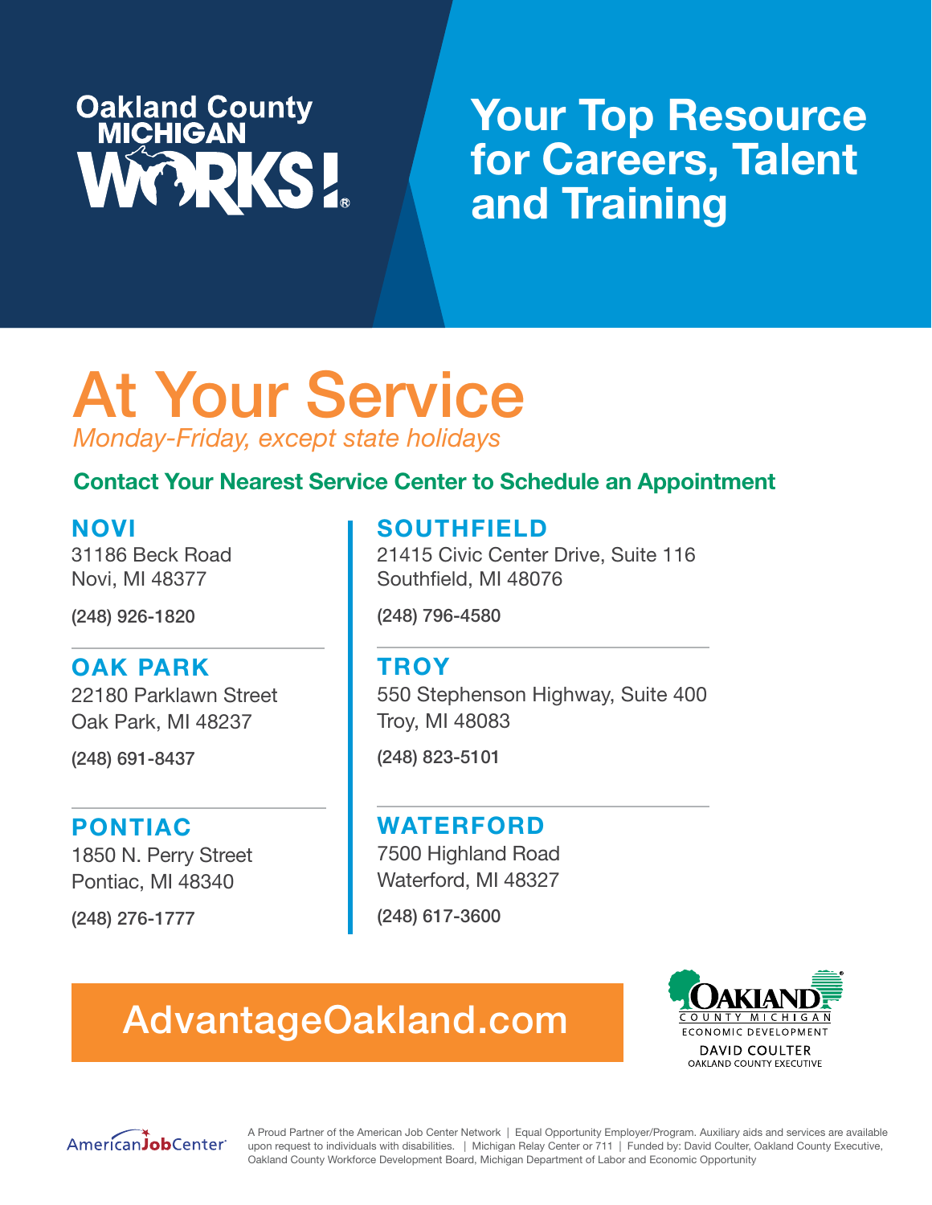Oakland County MICHIGAN WORKS!®

# Your Top Resource for Careers, Talent and Training

## At Your Service

*Monday-Friday, except state holidays*

### Contact Your Nearest Service Center to Schedule an Appointment

**NOVI**
31186 Beck Road
Novi, MI 48377

(248) 926-1820

**OAK PARK**
22180 Parklawn Street
Oak Park, MI 48237

(248) 691-8437

**PONTIAC**
1850 N. Perry Street
Pontiac, MI 48340

(248) 276-1777

**SOUTHFIELD**
21415 Civic Center Drive, Suite 116
Southfield, MI 48076

(248) 796-4580

**TROY**
550 Stephenson Highway, Suite 400
Troy, MI 48083

(248) 823-5101

**WATERFORD**
7500 Highland Road
Waterford, MI 48327

(248) 617-3600

**AdvantageOakland.com**

OAKLAND COUNTY MICHIGAN
ECONOMIC DEVELOPMENT
DAVID COULTER
OAKLAND COUNTY EXECUTIVE

AmericanJobCenter

A Proud Partner of the American Job Center Network | Equal Opportunity Employer/Program. Auxiliary aids and services are available upon request to individuals with disabilities. | Michigan Relay Center or 711 | Funded by: David Coulter, Oakland County Executive, Oakland County Workforce Development Board, Michigan Department of Labor and Economic Opportunity